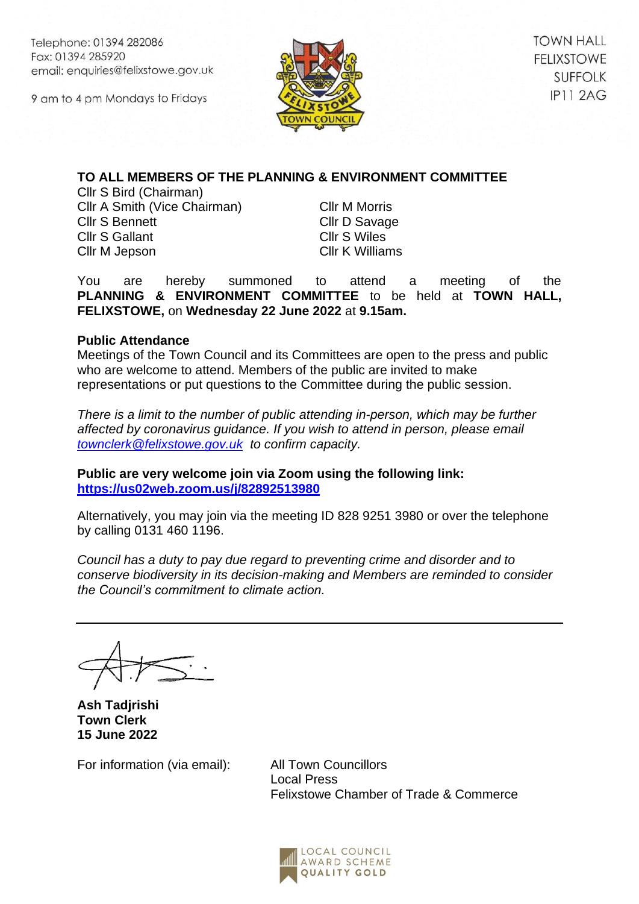Telephone: 01394 282086
Fax: 01394 285920
email: enquiries@felixstowe.gov.uk

9 am to 4 pm Mondays to Fridays

TOWN HALL
FELIXSTOWE
SUFFOLK
IP11 2AG

**TO ALL MEMBERS OF THE PLANNING & ENVIRONMENT COMMITTEE**

Cllr S Bird (Chairman)
Cllr A Smith (Vice Chairman)
Cllr S Bennett
Cllr S Gallant
Cllr M Jepson
Cllr M Morris
Cllr D Savage
Cllr S Wiles
Cllr K Williams

You are hereby summoned to attend a meeting of the **PLANNING & ENVIRONMENT COMMITTEE** to be held at **TOWN HALL, FELIXSTOWE,** on **Wednesday 22 June 2022** at **9.15am.**

**Public Attendance**
Meetings of the Town Council and its Committees are open to the press and public who are welcome to attend. Members of the public are invited to make representations or put questions to the Committee during the public session.

*There is a limit to the number of public attending in-person, which may be further affected by coronavirus guidance. If you wish to attend in person, please email townclerk@felixstowe.gov.uk to confirm capacity.*

**Public are very welcome join via Zoom using the following link:**
**https://us02web.zoom.us/j/82892513980**

Alternatively, you may join via the meeting ID 828 9251 3980 or over the telephone by calling 0131 460 1196.

*Council has a duty to pay due regard to preventing crime and disorder and to conserve biodiversity in its decision-making and Members are reminded to consider the Council's commitment to climate action.*

---

**Ash Tadjrishi**
**Town Clerk**
**15 June 2022**

For information (via email):
All Town Councillors
Local Press
Felixstowe Chamber of Trade & Commerce

LOCAL COUNCIL AWARD SCHEME QUALITY GOLD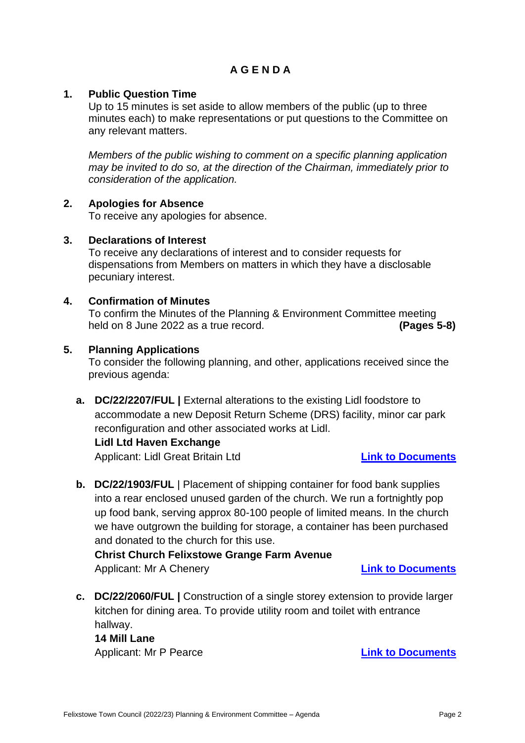# AGENDA

**1. Public Question Time**

Up to 15 minutes is set aside to allow members of the public (up to three minutes each) to make representations or put questions to the Committee on any relevant matters.

*Members of the public wishing to comment on a specific planning application may be invited to do so, at the direction of the Chairman, immediately prior to consideration of the application.*

**2. Apologies for Absence**

To receive any apologies for absence.

**3. Declarations of Interest**

To receive any declarations of interest and to consider requests for dispensations from Members on matters in which they have a disclosable pecuniary interest.

**4. Confirmation of Minutes**

To confirm the Minutes of the Planning & Environment Committee meeting held on 8 June 2022 as a true record. **(Pages 5-8)**

**5. Planning Applications**

To consider the following planning, and other, applications received since the previous agenda:

**a. DC/22/2207/FUL |** External alterations to the existing Lidl foodstore to accommodate a new Deposit Return Scheme (DRS) facility, minor car park reconfiguration and other associated works at Lidl.
**Lidl Ltd Haven Exchange**
Applicant: Lidl Great Britain Ltd **Link to Documents**

**b. DC/22/1903/FUL** | Placement of shipping container for food bank supplies into a rear enclosed unused garden of the church. We run a fortnightly pop up food bank, serving approx 80-100 people of limited means. In the church we have outgrown the building for storage, a container has been purchased and donated to the church for this use.
**Christ Church Felixstowe Grange Farm Avenue**
Applicant: Mr A Chenery **Link to Documents**

**c. DC/22/2060/FUL |** Construction of a single storey extension to provide larger kitchen for dining area. To provide utility room and toilet with entrance hallway.
**14 Mill Lane**
Applicant: Mr P Pearce **Link to Documents**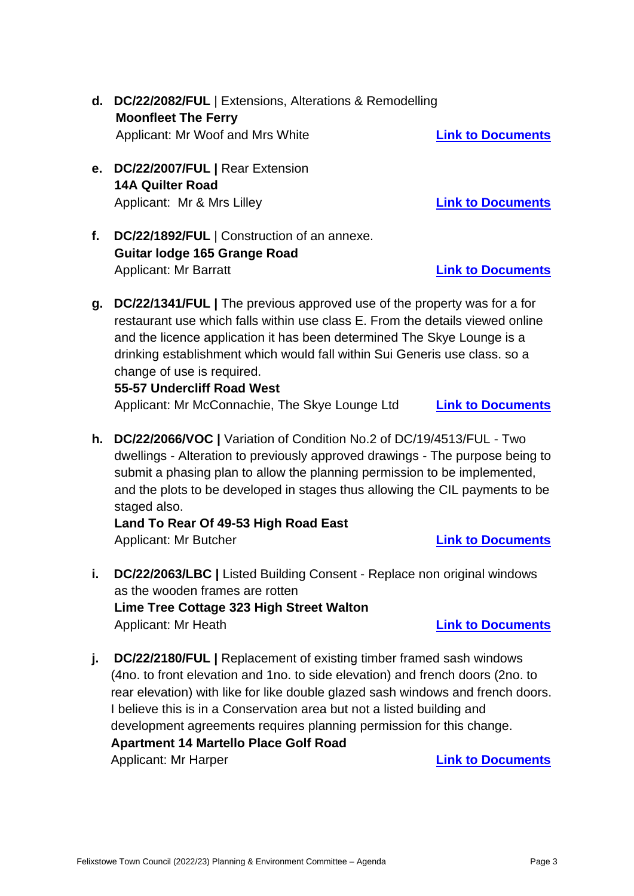d. **DC/22/2082/FUL** | Extensions, Alterations & Remodelling
   **Moonfleet The Ferry**
   Applicant: Mr Woof and Mrs White **Link to Documents**

e. **DC/22/2007/FUL |** Rear Extension
   **14A Quilter Road**
   Applicant: Mr & Mrs Lilley **Link to Documents**

f. **DC/22/1892/FUL** | Construction of an annexe.
   **Guitar lodge 165 Grange Road**
   Applicant: Mr Barratt **Link to Documents**

g. **DC/22/1341/FUL |** The previous approved use of the property was for a for restaurant use which falls within use class E. From the details viewed online and the licence application it has been determined The Skye Lounge is a drinking establishment which would fall within Sui Generis use class. so a change of use is required.
   **55-57 Undercliff Road West**
   Applicant: Mr McConnachie, The Skye Lounge Ltd **Link to Documents**

h. **DC/22/2066/VOC |** Variation of Condition No.2 of DC/19/4513/FUL - Two dwellings - Alteration to previously approved drawings - The purpose being to submit a phasing plan to allow the planning permission to be implemented, and the plots to be developed in stages thus allowing the CIL payments to be staged also.
   **Land To Rear Of 49-53 High Road East**
   Applicant: Mr Butcher **Link to Documents**

i. **DC/22/2063/LBC |** Listed Building Consent - Replace non original windows as the wooden frames are rotten
   **Lime Tree Cottage 323 High Street Walton**
   Applicant: Mr Heath **Link to Documents**

j. **DC/22/2180/FUL |** Replacement of existing timber framed sash windows (4no. to front elevation and 1no. to side elevation) and french doors (2no. to rear elevation) with like for like double glazed sash windows and french doors. I believe this is in a Conservation area but not a listed building and development agreements requires planning permission for this change.
   **Apartment 14 Martello Place Golf Road**
   Applicant: Mr Harper **Link to Documents**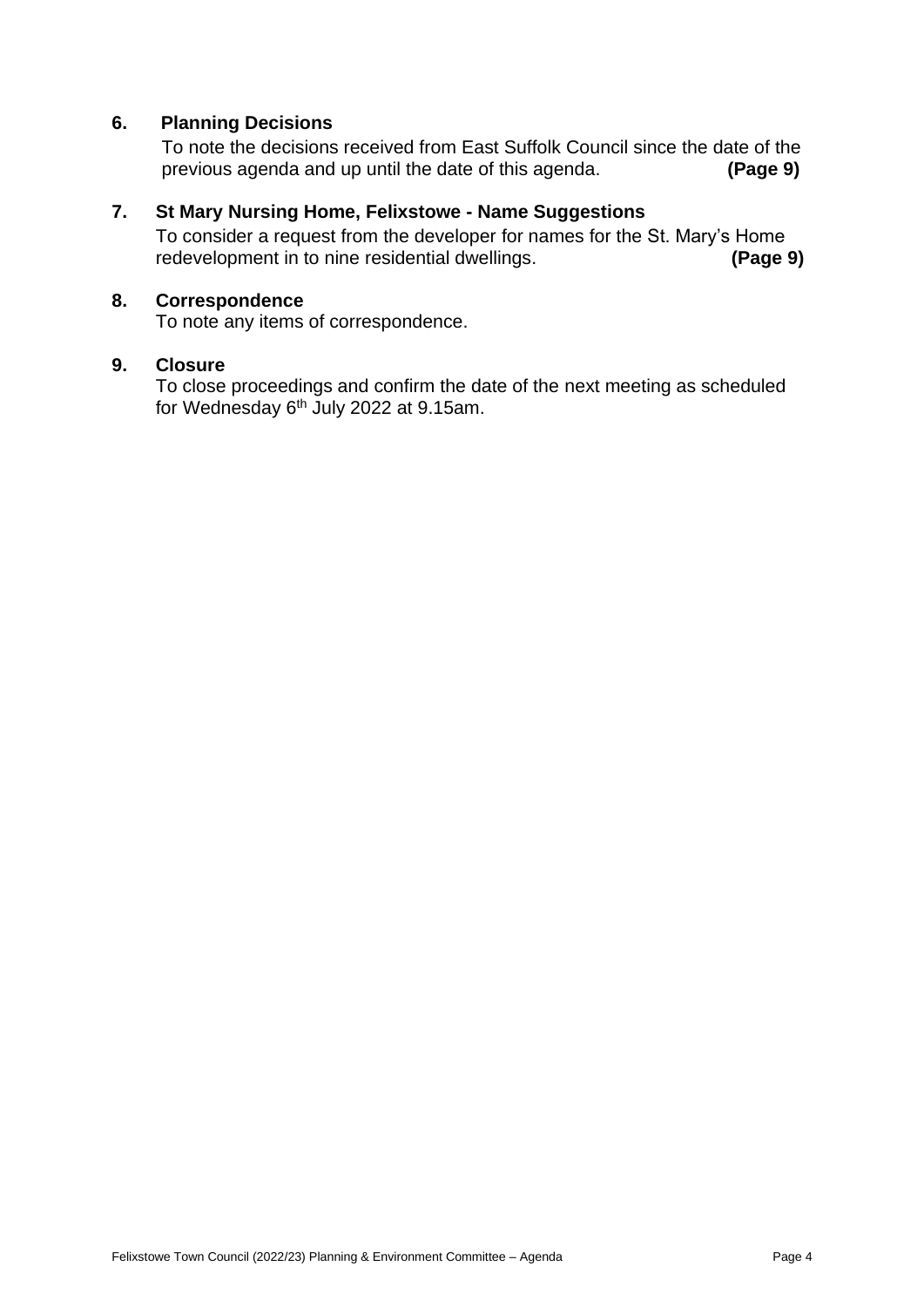**6. Planning Decisions**

To note the decisions received from East Suffolk Council since the date of the previous agenda and up until the date of this agenda. **(Page 9)**

**7. St Mary Nursing Home, Felixstowe - Name Suggestions**

To consider a request from the developer for names for the St. Mary's Home redevelopment in to nine residential dwellings. **(Page 9)**

**8. Correspondence**

To note any items of correspondence.

**9. Closure**

To close proceedings and confirm the date of the next meeting as scheduled for Wednesday 6th July 2022 at 9.15am.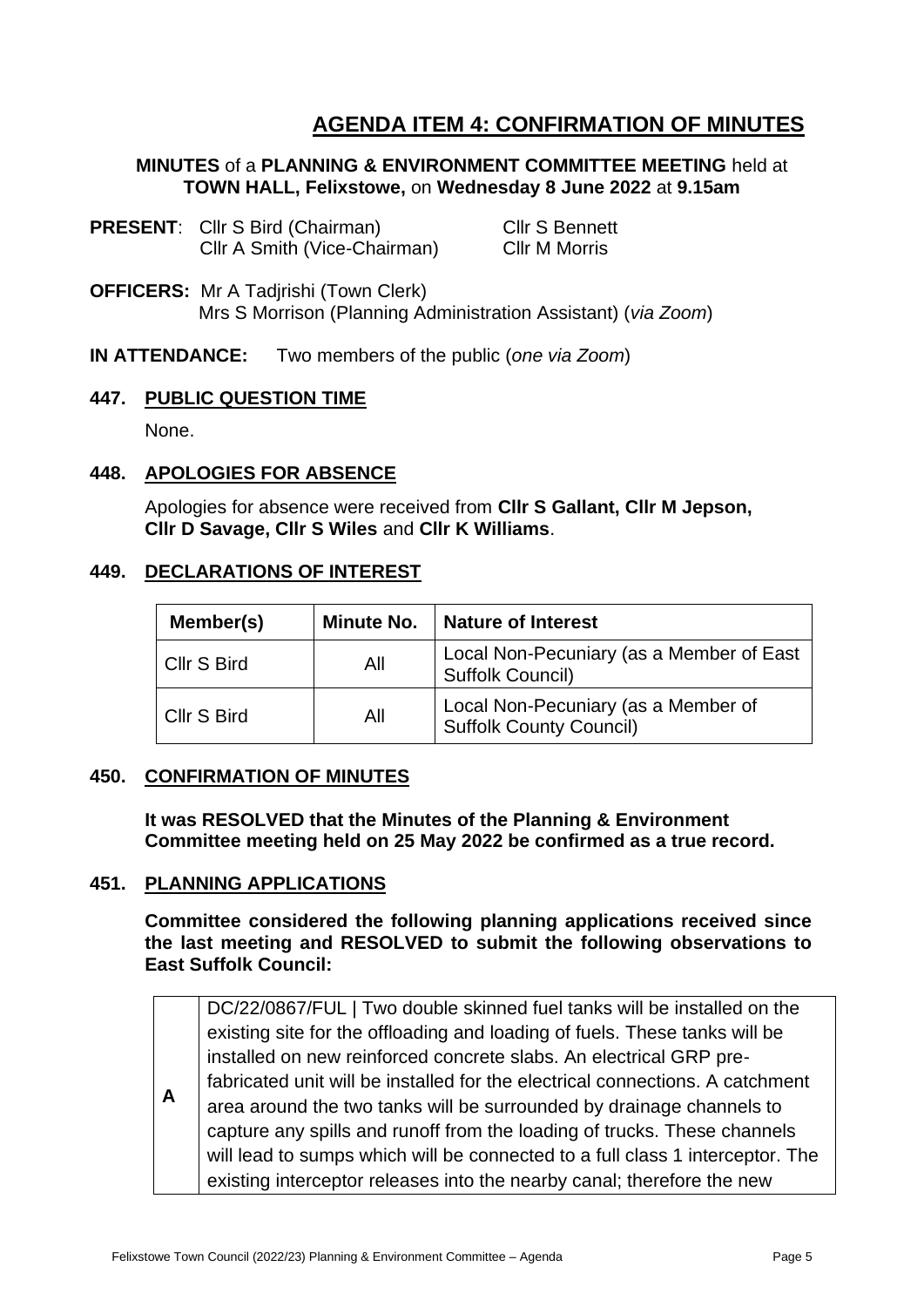## AGENDA ITEM 4: CONFIRMATION OF MINUTES

**MINUTES** of a **PLANNING & ENVIRONMENT COMMITTEE MEETING** held at **TOWN HALL, Felixstowe,** on **Wednesday 8 June 2022** at **9.15am**

**PRESENT**: Cllr S Bird (Chairman), Cllr A Smith (Vice-Chairman), Cllr S Bennett, Cllr M Morris

**OFFICERS:** Mr A Tadjrishi (Town Clerk)
Mrs S Morrison (Planning Administration Assistant) (*via Zoom*)

**IN ATTENDANCE:** Two members of the public (*one via Zoom*)

### 447. PUBLIC QUESTION TIME

None.

### 448. APOLOGIES FOR ABSENCE

Apologies for absence were received from **Cllr S Gallant, Cllr M Jepson, Cllr D Savage, Cllr S Wiles** and **Cllr K Williams**.

### 449. DECLARATIONS OF INTEREST

| Member(s) | Minute No. | Nature of Interest |
|---|---|---|
| Cllr S Bird | All | Local Non-Pecuniary (as a Member of East Suffolk Council) |
| Cllr S Bird | All | Local Non-Pecuniary (as a Member of Suffolk County Council) |

### 450. CONFIRMATION OF MINUTES

**It was RESOLVED that the Minutes of the Planning & Environment Committee meeting held on 25 May 2022 be confirmed as a true record.**

### 451. PLANNING APPLICATIONS

**Committee considered the following planning applications received since the last meeting and RESOLVED to submit the following observations to East Suffolk Council:**

| | |
|---|---|
| **A** | DC/22/0867/FUL \| Two double skinned fuel tanks will be installed on the existing site for the offloading and loading of fuels. These tanks will be installed on new reinforced concrete slabs. An electrical GRP pre-fabricated unit will be installed for the electrical connections. A catchment area around the two tanks will be surrounded by drainage channels to capture any spills and runoff from the loading of trucks. These channels will lead to sumps which will be connected to a full class 1 interceptor. The existing interceptor releases into the nearby canal; therefore the new |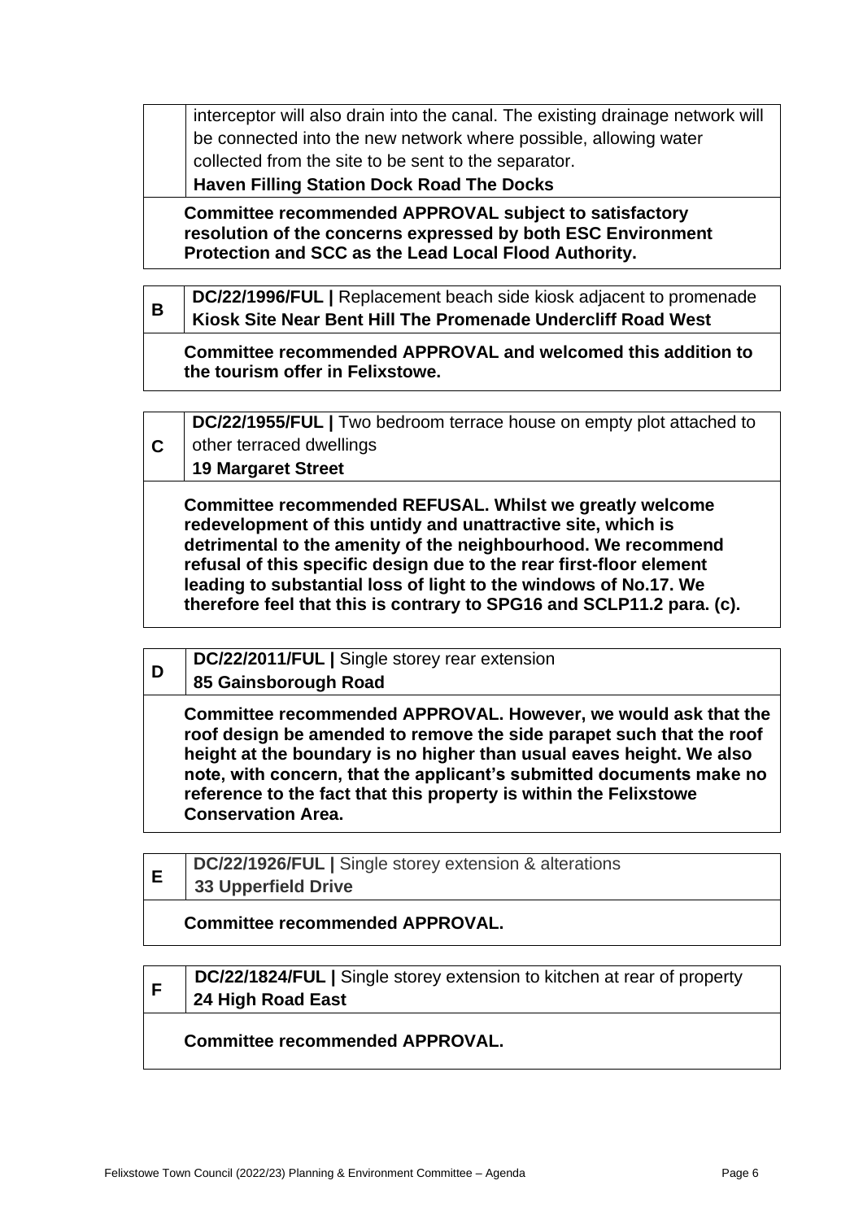| | |
|---|---|
| | interceptor will also drain into the canal. The existing drainage network will be connected into the new network where possible, allowing water collected from the site to be sent to the separator.<br>**Haven Filling Station Dock Road The Docks** |
| | **Committee recommended APPROVAL subject to satisfactory resolution of the concerns expressed by both ESC Environment Protection and SCC as the Lead Local Flood Authority.** |

| | |
|---|---|
| **B** | **DC/22/1996/FUL \|** Replacement beach side kiosk adjacent to promenade<br>**Kiosk Site Near Bent Hill The Promenade Undercliff Road West** |
| | **Committee recommended APPROVAL and welcomed this addition to the tourism offer in Felixstowe.** |

| | |
|---|---|
| **C** | **DC/22/1955/FUL \|** Two bedroom terrace house on empty plot attached to other terraced dwellings<br>**19 Margaret Street** |
| | **Committee recommended REFUSAL. Whilst we greatly welcome redevelopment of this untidy and unattractive site, which is detrimental to the amenity of the neighbourhood. We recommend refusal of this specific design due to the rear first-floor element leading to substantial loss of light to the windows of No.17. We therefore feel that this is contrary to SPG16 and SCLP11.2 para. (c).** |

| | |
|---|---|
| **D** | **DC/22/2011/FUL \|** Single storey rear extension<br>**85 Gainsborough Road** |
| | **Committee recommended APPROVAL. However, we would ask that the roof design be amended to remove the side parapet such that the roof height at the boundary is no higher than usual eaves height. We also note, with concern, that the applicant's submitted documents make no reference to the fact that this property is within the Felixstowe Conservation Area.** |

| | |
|---|---|
| **E** | **DC/22/1926/FUL \|** Single storey extension & alterations<br>**33 Upperfield Drive** |
| | **Committee recommended APPROVAL.** |

| | |
|---|---|
| **F** | **DC/22/1824/FUL \|** Single storey extension to kitchen at rear of property<br>**24 High Road East** |
| | **Committee recommended APPROVAL.** |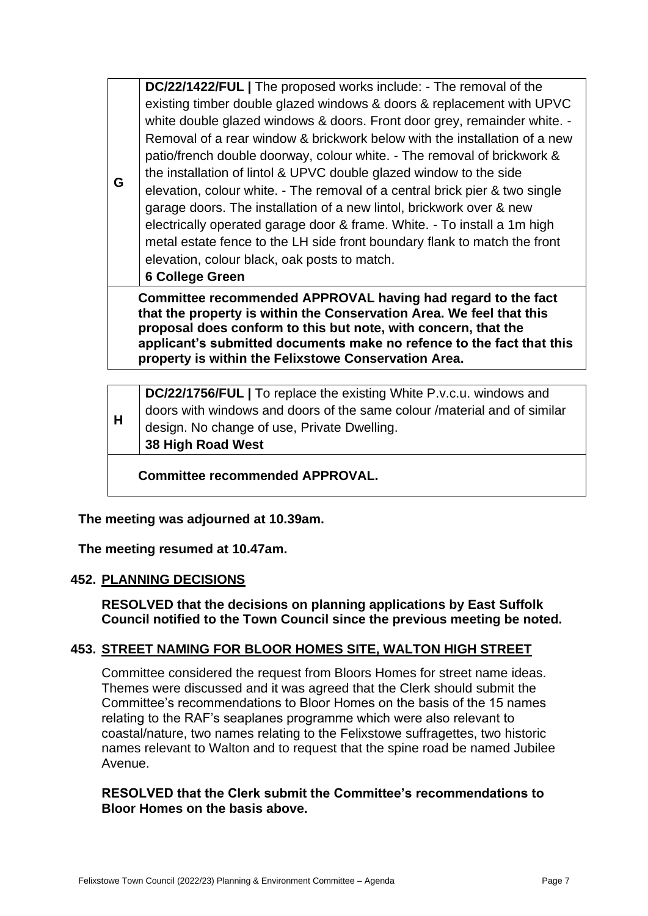| | |
|---|---|
| **G** | **DC/22/1422/FUL \|** The proposed works include: - The removal of the existing timber double glazed windows & doors & replacement with UPVC white double glazed windows & doors. Front door grey, remainder white. - Removal of a rear window & brickwork below with the installation of a new patio/french double doorway, colour white. - The removal of brickwork & the installation of lintol & UPVC double glazed window to the side elevation, colour white. - The removal of a central brick pier & two single garage doors. The installation of a new lintol, brickwork over & new electrically operated garage door & frame. White. - To install a 1m high metal estate fence to the LH side front boundary flank to match the front elevation, colour black, oak posts to match.<br>**6 College Green** |
| | **Committee recommended APPROVAL having had regard to the fact that the property is within the Conservation Area. We feel that this proposal does conform to this but note, with concern, that the applicant's submitted documents make no refence to the fact that this property is within the Felixstowe Conservation Area.** |

| | |
|---|---|
| **H** | **DC/22/1756/FUL \|** To replace the existing White P.v.c.u. windows and doors with windows and doors of the same colour /material and of similar design. No change of use, Private Dwelling.<br>**38 High Road West** |
| | **Committee recommended APPROVAL.** |

**The meeting was adjourned at 10.39am.**

**The meeting resumed at 10.47am.**

## 452. PLANNING DECISIONS

**RESOLVED that the decisions on planning applications by East Suffolk Council notified to the Town Council since the previous meeting be noted.**

## 453. STREET NAMING FOR BLOOR HOMES SITE, WALTON HIGH STREET

Committee considered the request from Bloors Homes for street name ideas. Themes were discussed and it was agreed that the Clerk should submit the Committee's recommendations to Bloor Homes on the basis of the 15 names relating to the RAF's seaplanes programme which were also relevant to coastal/nature, two names relating to the Felixstowe suffragettes, two historic names relevant to Walton and to request that the spine road be named Jubilee Avenue.

**RESOLVED that the Clerk submit the Committee's recommendations to Bloor Homes on the basis above.**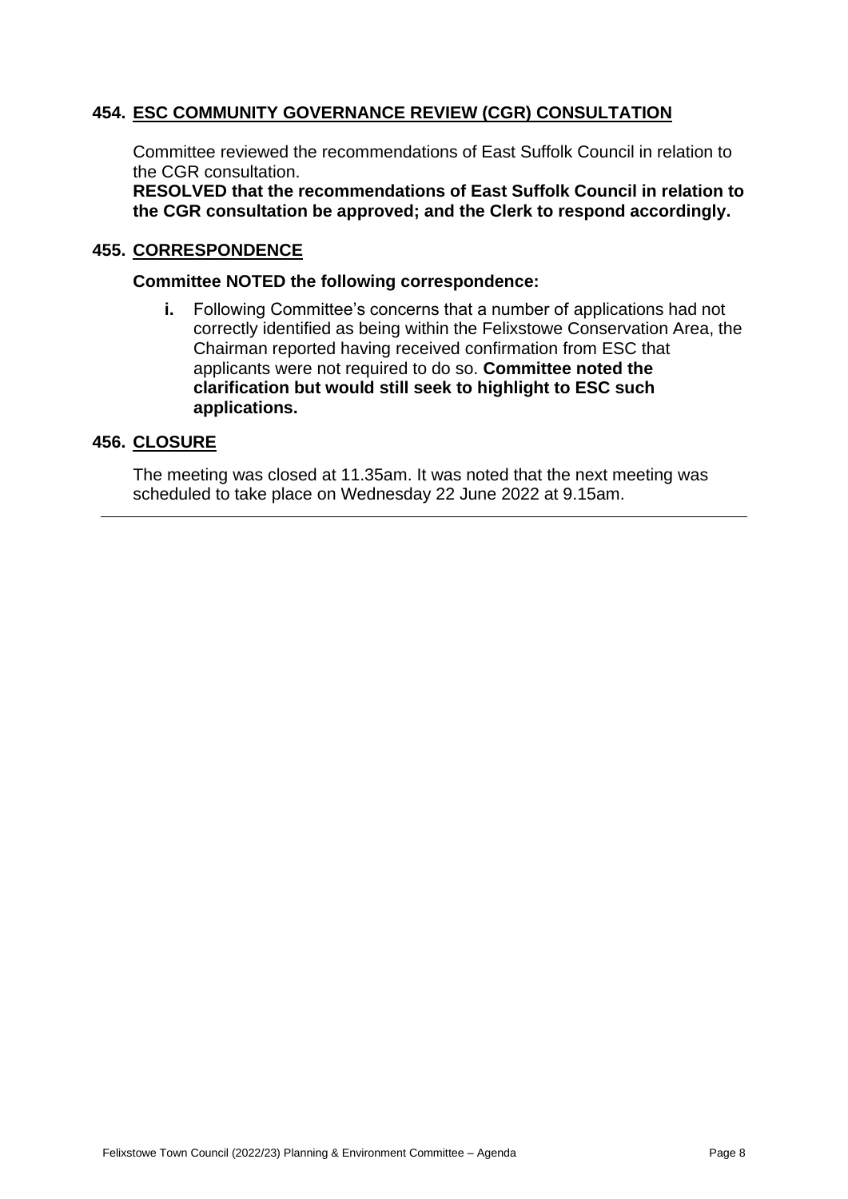## 454. ESC COMMUNITY GOVERNANCE REVIEW (CGR) CONSULTATION

Committee reviewed the recommendations of East Suffolk Council in relation to the CGR consultation.

**RESOLVED that the recommendations of East Suffolk Council in relation to the CGR consultation be approved; and the Clerk to respond accordingly.**

## 455. CORRESPONDENCE

**Committee NOTED the following correspondence:**

**i.** Following Committee's concerns that a number of applications had not correctly identified as being within the Felixstowe Conservation Area, the Chairman reported having received confirmation from ESC that applicants were not required to do so. **Committee noted the clarification but would still seek to highlight to ESC such applications.**

## 456. CLOSURE

The meeting was closed at 11.35am. It was noted that the next meeting was scheduled to take place on Wednesday 22 June 2022 at 9.15am.

---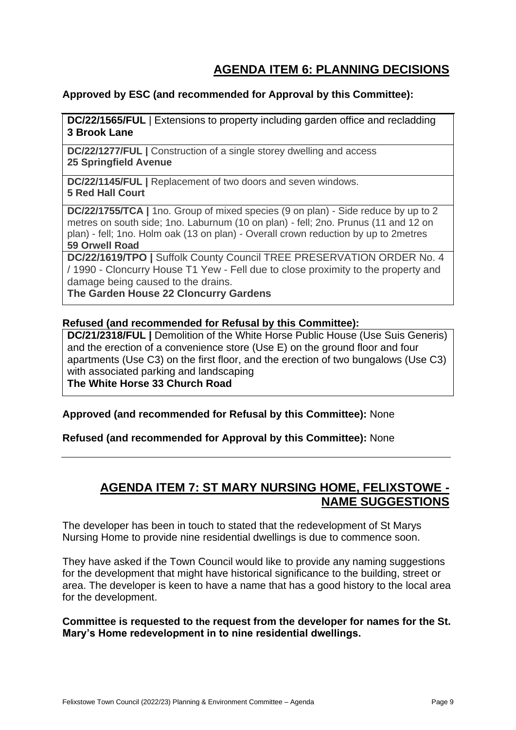## AGENDA ITEM 6: PLANNING DECISIONS

**Approved by ESC (and recommended for Approval by this Committee):**

| |
|---|
| **DC/22/1565/FUL** \| Extensions to property including garden office and recladding **3 Brook Lane** |
| **DC/22/1277/FUL \|** Construction of a single storey dwelling and access **25 Springfield Avenue** |
| **DC/22/1145/FUL \|** Replacement of two doors and seven windows. **5 Red Hall Court** |
| **DC/22/1755/TCA \|** 1no. Group of mixed species (9 on plan) - Side reduce by up to 2 metres on south side; 1no. Laburnum (10 on plan) - fell; 2no. Prunus (11 and 12 on plan) - fell; 1no. Holm oak (13 on plan) - Overall crown reduction by up to 2metres **59 Orwell Road** |
| **DC/22/1619/TPO \|** Suffolk County Council TREE PRESERVATION ORDER No. 4 / 1990 - Cloncurry House T1 Yew - Fell due to close proximity to the property and damage being caused to the drains. **The Garden House 22 Cloncurry Gardens** |

**Refused (and recommended for Refusal by this Committee):**

| |
|---|
| **DC/21/2318/FUL \|** Demolition of the White Horse Public House (Use Suis Generis) and the erection of a convenience store (Use E) on the ground floor and four apartments (Use C3) on the first floor, and the erection of two bungalows (Use C3) with associated parking and landscaping **The White Horse 33 Church Road** |

**Approved (and recommended for Refusal by this Committee):** None

**Refused (and recommended for Approval by this Committee):** None

---

## AGENDA ITEM 7: ST MARY NURSING HOME, FELIXSTOWE - NAME SUGGESTIONS

The developer has been in touch to stated that the redevelopment of St Marys Nursing Home to provide nine residential dwellings is due to commence soon.

They have asked if the Town Council would like to provide any naming suggestions for the development that might have historical significance to the building, street or area. The developer is keen to have a name that has a good history to the local area for the development.

**Committee is requested to the request from the developer for names for the St. Mary's Home redevelopment in to nine residential dwellings.**